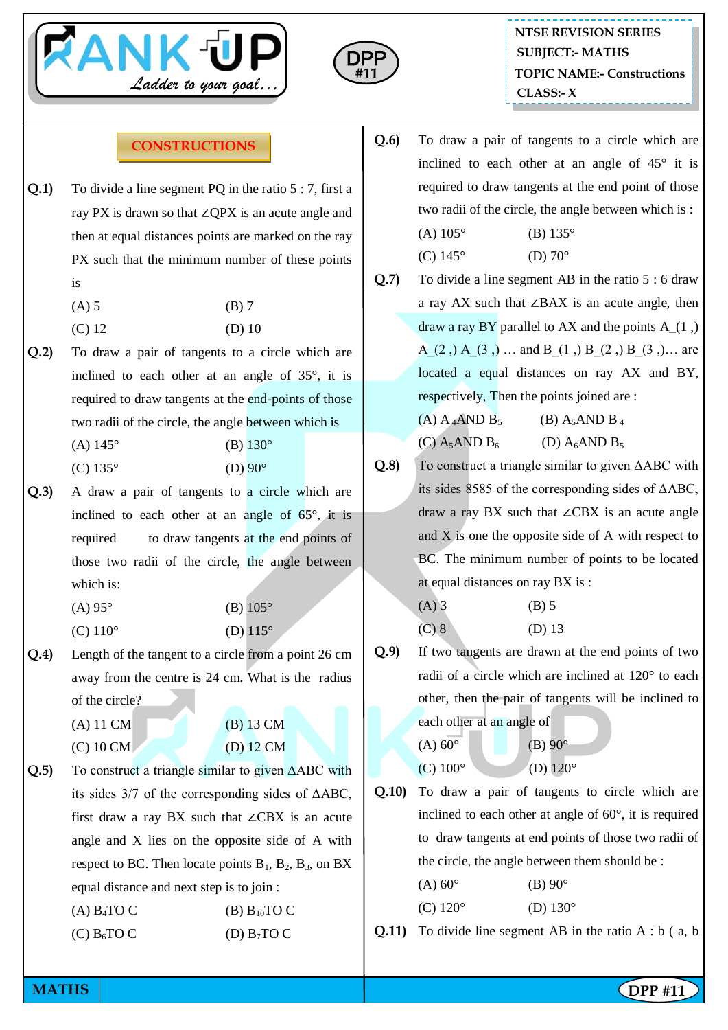NTSE REVISION SERIES
SUBJECT:- MATHS
TOPIC NAME:- Constructions
CLASS:- X

## CONSTRUCTIONS

**Q.1)** To divide a line segment PQ in the ratio 5 : 7, first a ray PX is drawn so that ∠QPX is an acute angle and then at equal distances points are marked on the ray PX such that the minimum number of these points is

(A) 5 (B) 7
(C) 12 (D) 10

**Q.2)** To draw a pair of tangents to a circle which are inclined to each other at an angle of 35°, it is required to draw tangents at the end-points of those two radii of the circle, the angle between which is

(A) 145° (B) 130°
(C) 135° (D) 90°

**Q.3)** A draw a pair of tangents to a circle which are inclined to each other at an angle of 65°, it is required to draw tangents at the end points of those two radii of the circle, the angle between which is:

(A) 95° (B) 105°
(C) 110° (D) 115°

**Q.4)** Length of the tangent to a circle from a point 26 cm away from the centre is 24 cm. What is the radius of the circle?

(A) 11 CM (B) 13 CM
(C) 10 CM (D) 12 CM

**Q.5)** To construct a triangle similar to given ΔABC with its sides 3/7 of the corresponding sides of ΔABC, first draw a ray BX such that ∠CBX is an acute angle and X lies on the opposite side of A with respect to BC. Then locate points $B_1$, $B_2$, $B_3$, on BX equal distance and next step is to join :

(A) $B_4$TO C (B) $B_{10}$TO C
(C) $B_6$TO C (D) $B_7$TO C

**Q.6)** To draw a pair of tangents to a circle which are inclined to each other at an angle of 45° it is required to draw tangents at the end point of those two radii of the circle, the angle between which is :

(A) 105° (B) 135°
(C) 145° (D) 70°

**Q.7)** To divide a line segment AB in the ratio 5 : 6 draw a ray AX such that ∠BAX is an acute angle, then draw a ray BY parallel to AX and the points A_(1 ,) A_(2 ,) A_(3 ,) … and B_(1 ,) B_(2 ,) B_(3 ,)… are located a equal distances on ray AX and BY, respectively, Then the points joined are :

(A) $A_4$AND $B_5$ (B) $A_5$AND $B_4$
(C) $A_5$AND $B_6$ (D) $A_6$AND $B_5$

**Q.8)** To construct a triangle similar to given ΔABC with its sides 8585 of the corresponding sides of ΔABC, draw a ray BX such that ∠CBX is an acute angle and X is one the opposite side of A with respect to BC. The minimum number of points to be located at equal distances on ray BX is :

(A) 3 (B) 5
(C) 8 (D) 13

**Q.9)** If two tangents are drawn at the end points of two radii of a circle which are inclined at 120° to each other, then the pair of tangents will be inclined to each other at an angle of

(A) 60° (B) 90°
(C) 100° (D) 120°

**Q.10)** To draw a pair of tangents to circle which are inclined to each other at angle of 60°, it is required to draw tangents at end points of those two radii of the circle, the angle between them should be :

(A) 60° (B) 90°
(C) 120° (D) 130°

**Q.11)** To divide line segment AB in the ratio A : b ( a, b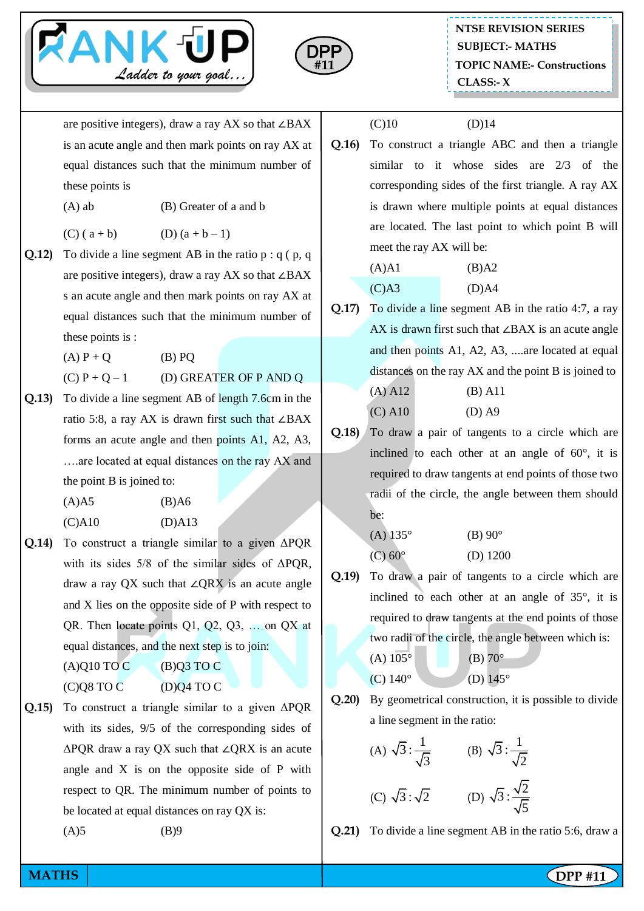are positive integers), draw a ray AX so that ∠BAX is an acute angle and then mark points on ray AX at equal distances such that the minimum number of these points is

(A) ab (B) Greater of a and b

(C) ( a + b) (D) (a + b – 1)

**Q.12)** To divide a line segment AB in the ratio p : q ( p, q are positive integers), draw a ray AX so that ∠BAX s an acute angle and then mark points on ray AX at equal distances such that the minimum number of these points is :

(A) P + Q (B) PQ

(C) P + Q – 1 (D) GREATER OF P AND Q

**Q.13)** To divide a line segment AB of length 7.6cm in the ratio 5:8, a ray AX is drawn first such that ∠BAX forms an acute angle and then points A1, A2, A3, ….are located at equal distances on the ray AX and the point B is joined to:

(A)A5 (B)A6

(C)A10 (D)A13

**Q.14)** To construct a triangle similar to a given ΔPQR with its sides 5/8 of the similar sides of ΔPQR, draw a ray QX such that ∠QRX is an acute angle and X lies on the opposite side of P with respect to QR. Then locate points Q1, Q2, Q3, … on QX at equal distances, and the next step is to join:

(A)Q10 TO C (B)Q3 TO C

(C)Q8 TO C (D)Q4 TO C

**Q.15)** To construct a triangle similar to a given ΔPQR with its sides, 9/5 of the corresponding sides of ΔPQR draw a ray QX such that ∠QRX is an acute angle and X is on the opposite side of P with respect to QR. The minimum number of points to be located at equal distances on ray QX is:

(A)5 (B)9

(C)10 (D)14

**Q.16)** To construct a triangle ABC and then a triangle similar to it whose sides are 2/3 of the corresponding sides of the first triangle. A ray AX is drawn where multiple points at equal distances are located. The last point to which point B will meet the ray AX will be:

(A)A1 (B)A2

(C)A3 (D)A4

**Q.17)** To divide a line segment AB in the ratio 4:7, a ray AX is drawn first such that ∠BAX is an acute angle and then points A1, A2, A3, ....are located at equal distances on the ray AX and the point B is joined to

(A) A12 (B) A11

(C) A10 (D) A9

**Q.18)** To draw a pair of tangents to a circle which are inclined to each other at an angle of 60°, it is required to draw tangents at end points of those two radii of the circle, the angle between them should be:

(A) 135° (B) 90°

(C) 60° (D) 1200

**Q.19)** To draw a pair of tangents to a circle which are inclined to each other at an angle of 35°, it is required to draw tangents at the end points of those two radii of the circle, the angle between which is:

(A) 105° (B) 70°

(C) 140° (D) 145°

**Q.20)** By geometrical construction, it is possible to divide a line segment in the ratio:

(A) $\sqrt{3}:\frac{1}{\sqrt{3}}$ (B) $\sqrt{3}:\frac{1}{\sqrt{2}}$

(C) $\sqrt{3}:\sqrt{2}$ (D) $\sqrt{3}:\frac{\sqrt{2}}{\sqrt{5}}$

**Q.21)** To divide a line segment AB in the ratio 5:6, draw a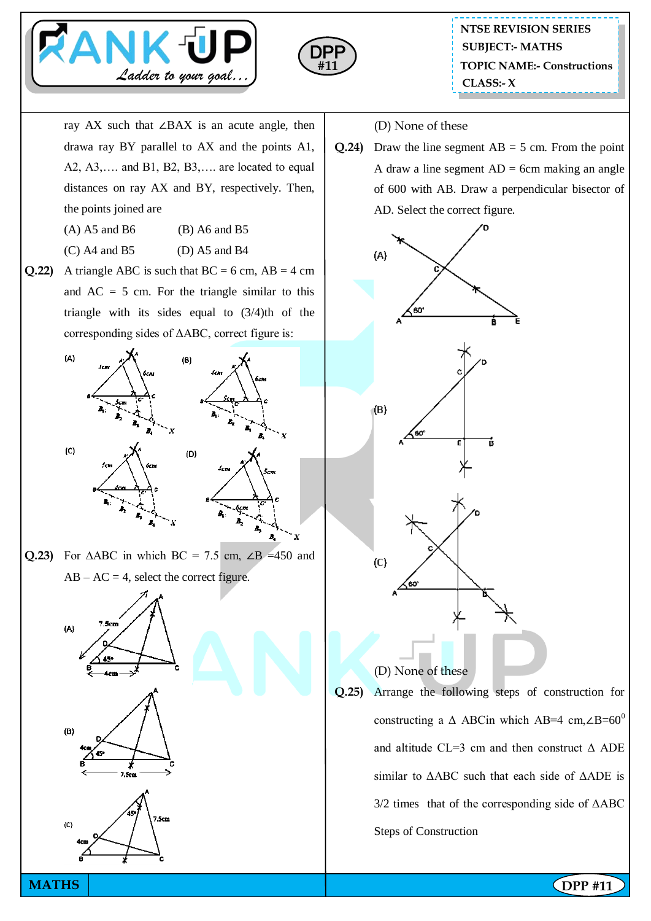ray AX such that ∠BAX is an acute angle, then drawa ray BY parallel to AX and the points A1, A2, A3,…. and B1, B2, B3,…. are located to equal distances on ray AX and BY, respectively. Then, the points joined are

(A) A5 and B6 (B) A6 and B5

(C) A4 and B5 (D) A5 and B4

**Q.22)** A triangle ABC is such that BC = 6 cm, AB = 4 cm and AC = 5 cm. For the triangle similar to this triangle with its sides equal to (3/4)th of the corresponding sides of ΔABC, correct figure is:

(A) (B)

(C) (D)

**Q.23)** For ΔABC in which BC = 7.5 cm, ∠B =450 and AB – AC = 4, select the correct figure.

(A)

(B)

(C)

(D) None of these

**Q.24)** Draw the line segment AB = 5 cm. From the point A draw a line segment AD = 6cm making an angle of 600 with AB. Draw a perpendicular bisector of AD. Select the correct figure.

(A)

(B)

(C)

(D) None of these

**Q.25)** Arrange the following steps of construction for constructing a Δ ABCin which AB=4 cm,∠B=$60^0$ and altitude CL=3 cm and then construct Δ ADE similar to ΔABC such that each side of ΔADE is 3/2 times that of the corresponding side of ΔABC

Steps of Construction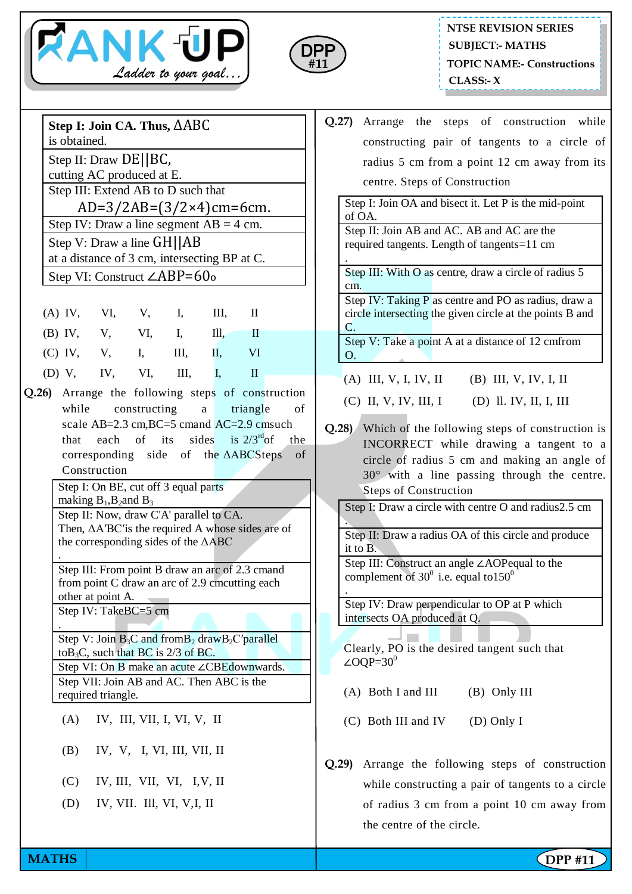| Step I: Join CA. Thus, $\Delta ABC$ is obtained. |
|---|
| Step II: Draw $DE \| BC$, cutting AC produced at E. |
| Step III: Extend AB to D such that $AD = 3/2 AB = (3/2 \times 4) cm = 6 cm$. |
| Step IV: Draw a line segment AB = 4 cm. |
| Step V: Draw a line $GH \| AB$ at a distance of 3 cm, intersecting BP at C. |
| Step VI: Construct $\angle ABP = 60^o$ |

(A) IV, VI, V, I, III, II

(B) IV, V, VI, I, Ill, II

(C) IV, V, I, III, II, VI

(D) V, IV, VI, III, I, II

**Q.26)** Arrange the following steps of construction while constructing a triangle of scale AB=2.3 cm,BC=5 cmand AC=2.9 cmsuch that each of its sides is 2/3rd of the corresponding side of the $\Delta ABC$Steps of Construction

| Step I: On BE, cut off 3 equal parts making $B_1, B_2$ and $B_3$ |
|---|
| Step II: Now, draw C'A' parallel to CA. Then, $\Delta A'BC'$is the required A whose sides are of the corresponding sides of the $\Delta ABC$ . |
| Step III: From point B draw an arc of 2.3 cmand from point C draw an arc of 2.9 cmcutting each other at point A. |
| Step IV: TakeBC=5 cm . |
| Step V: Join $B_3C$ and from $B_2$ draw $B_2C'$ parallel to $B_3C$, such that BC is 2/3 of BC. |
| Step VI: On B make an acute $\angle CBE$ downwards. |
| Step VII: Join AB and AC. Then ABC is the required triangle. |

(A) IV, III, VII, I, VI, V, II

(B) IV, V, I, VI, III, VII, II

(C) IV, III, VII, VI, I,V, II

(D) IV, VII. Ill, VI, V,I, II

**Q.27)** Arrange the steps of construction while constructing pair of tangents to a circle of radius 5 cm from a point 12 cm away from its centre. Steps of Construction

| Step I: Join OA and bisect it. Let P is the mid-point of OA. |
|---|
| Step II: Join AB and AC. AB and AC are the required tangents. Length of tangents=11 cm . |
| Step III: With O as centre, draw a circle of radius 5 cm. |
| Step IV: Taking P as centre and PO as radius, draw a circle intersecting the given circle at the points B and C. |
| Step V: Take a point A at a distance of 12 cmfrom O. |

(A) III, V, I, IV, II

(B) III, V, IV, I, II

(C) II, V, IV, III, I

(D) ll. IV, II, I, III

**Q.28)** Which of the following steps of construction is INCORRECT while drawing a tangent to a circle of radius 5 cm and making an angle of 30° with a line passing through the centre. Steps of Construction

| Step I: Draw a circle with centre O and radius2.5 cm . |
|---|
| Step II: Draw a radius OA of this circle and produce it to B. |
| Step III: Construct an angle $\angle AOP$equal to the complement of $30^0$ i.e. equal to$150^0$ . |
| Step IV: Draw perpendicular to OP at P which intersects OA produced at Q. |

Clearly, PO is the desired tangent such that $\angle OQP = 30^0$

(A) Both I and III

(B) Only III

(C) Both III and IV

(D) Only I

**Q.29)** Arrange the following steps of construction while constructing a pair of tangents to a circle of radius 3 cm from a point 10 cm away from the centre of the circle.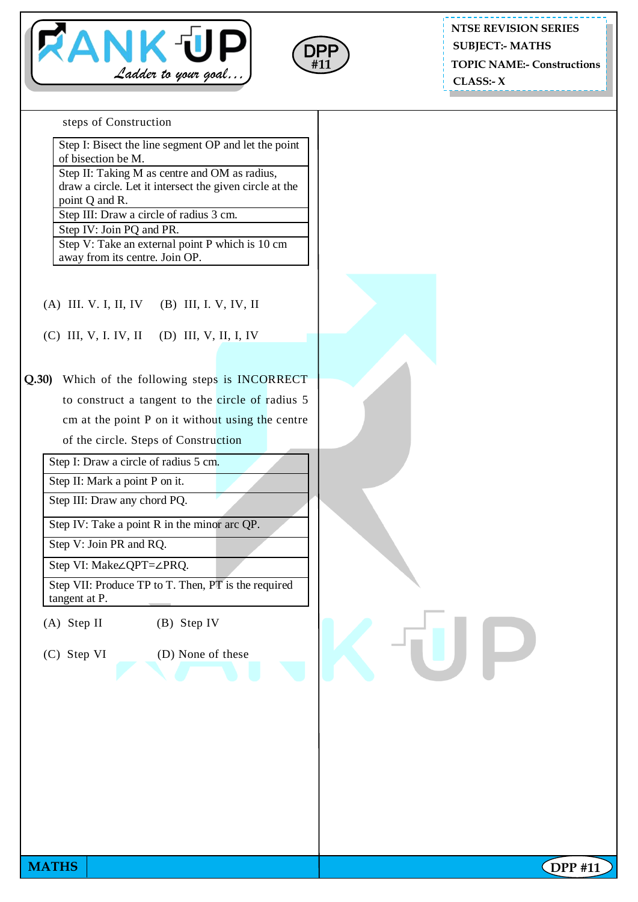steps of Construction

| Step I: Bisect the line segment OP and let the point of bisection be M. |
|---|
| Step II: Taking M as centre and OM as radius, draw a circle. Let it intersect the given circle at the point Q and R. |
| Step III: Draw a circle of radius 3 cm. |
| Step IV: Join PQ and PR. |
| Step V: Take an external point P which is 10 cm away from its centre. Join OP. |

(A) III. V. I, II, IV (B) III, I. V, IV, II

(C) III, V, I. IV, II (D) III, V, II, I, IV

**Q.30)** Which of the following steps is INCORRECT to construct a tangent to the circle of radius 5 cm at the point P on it without using the centre of the circle. Steps of Construction

| Step I: Draw a circle of radius 5 cm. |
|---|
| Step II: Mark a point P on it. |
| Step III: Draw any chord PQ. |
| Step IV: Take a point R in the minor arc QP. |
| Step V: Join PR and RQ. |
| Step VI: Make∠QPT=∠PRQ. |
| Step VII: Produce TP to T. Then, PT is the required tangent at P. |

(A) Step II (B) Step IV

(C) Step VI (D) None of these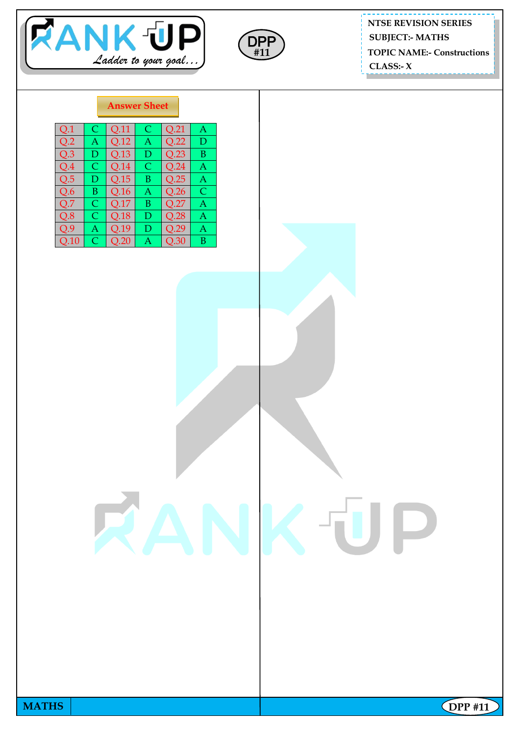## Answer Sheet

| | | | | | |
|---|---|---|---|---|---|
| Q.1 | C | Q.11 | C | Q.21 | A |
| Q.2 | A | Q.12 | A | Q.22 | D |
| Q.3 | D | Q.13 | D | Q.23 | B |
| Q.4 | C | Q.14 | C | Q.24 | A |
| Q.5 | D | Q.15 | B | Q.25 | A |
| Q.6 | B | Q.16 | A | Q.26 | C |
| Q.7 | C | Q.17 | B | Q.27 | A |
| Q.8 | C | Q.18 | D | Q.28 | A |
| Q.9 | A | Q.19 | D | Q.29 | A |
| Q.10 | C | Q.20 | A | Q.30 | B |